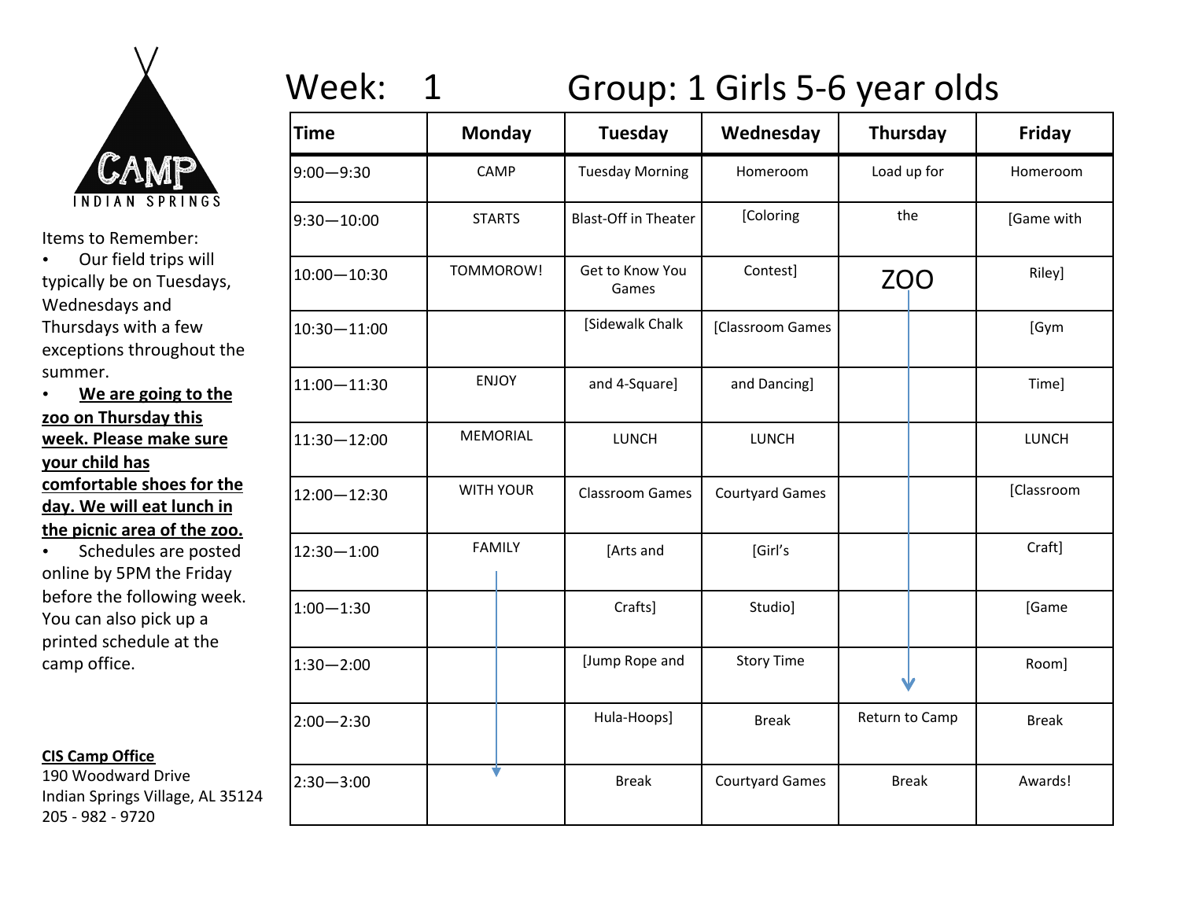CAMP INDIAN SPRINGS

Items to Remember:

- Our field trips will typically be on Tuesdays, Wednesdays and Thursdays with a few exceptions throughout the summer.
- **<u>We are going to the zoo on Thursday this week. Please make sure your child has comfortable shoes for the day. We will eat lunch in the picnic area of the zoo.</u>**
- Schedules are posted online by 5PM the Friday before the following week. You can also pick up a printed schedule at the camp office.

**<u>CIS Camp Office</u>**
190 Woodward Drive
Indian Springs Village, AL 35124
205 - 982 - 9720

# Week: 1 Group: 1 Girls 5-6 year olds

| Time | Monday | Tuesday | Wednesday | Thursday | Friday |
|---|---|---|---|---|---|
| 9:00—9:30 | CAMP | Tuesday Morning | Homeroom | Load up for | Homeroom |
| 9:30—10:00 | STARTS | Blast-Off in Theater | [Coloring | the | [Game with |
| 10:00—10:30 | TOMMOROW! | Get to Know You Games | Contest] | ZOO | Riley] |
| 10:30—11:00 | | [Sidewalk Chalk | [Classroom Games | | [Gym |
| 11:00—11:30 | ENJOY | and 4-Square] | and Dancing] | | Time] |
| 11:30—12:00 | MEMORIAL | LUNCH | LUNCH | | LUNCH |
| 12:00—12:30 | WITH YOUR | Classroom Games | Courtyard Games | | [Classroom |
| 12:30—1:00 | FAMILY | [Arts and | [Girl's | | Craft] |
| 1:00—1:30 | | Crafts] | Studio] | | [Game |
| 1:30—2:00 | | [Jump Rope and | Story Time | | Room] |
| 2:00—2:30 | | Hula-Hoops] | Break | Return to Camp | Break |
| 2:30—3:00 | | Break | Courtyard Games | Break | Awards! |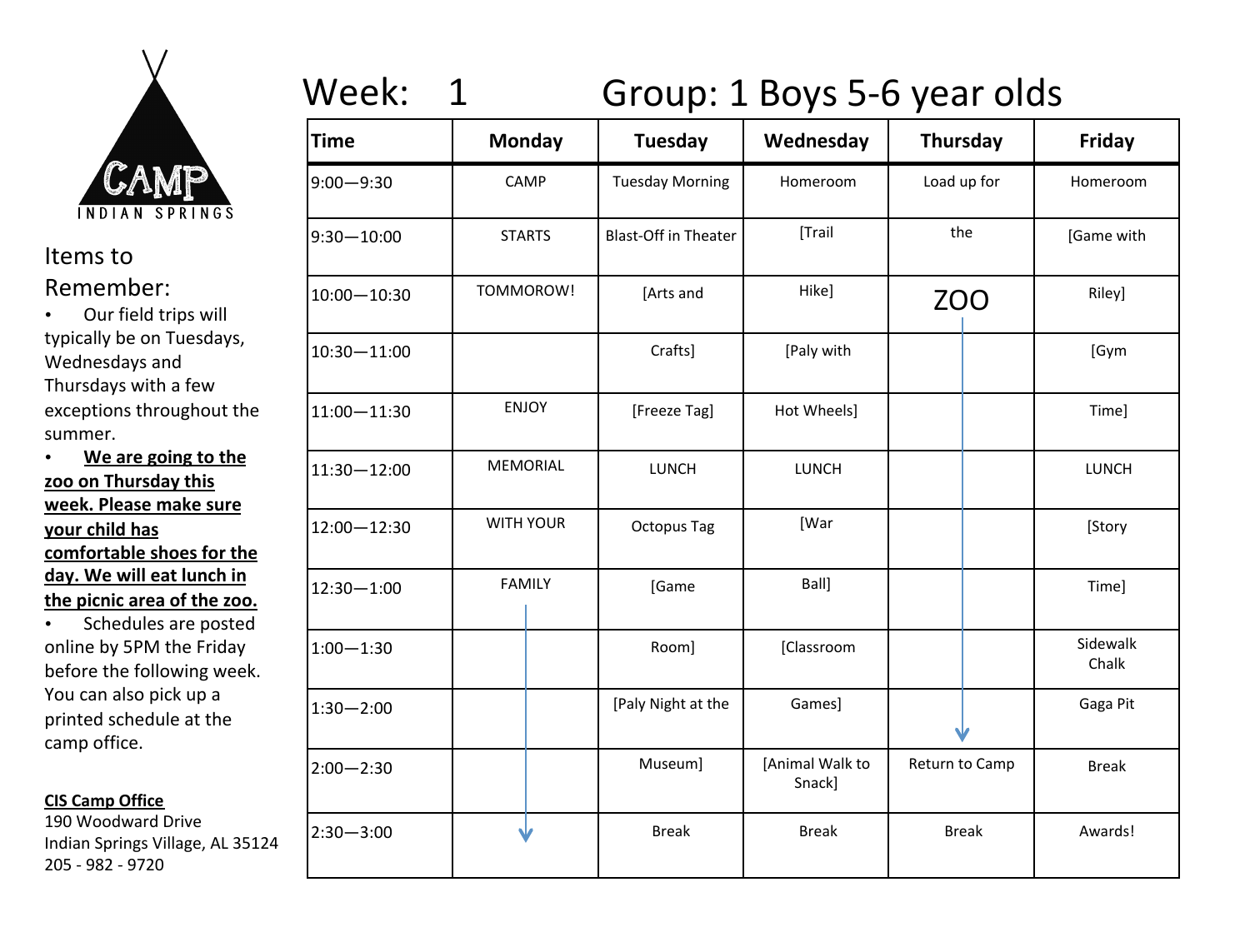CAMP

INDIAN SPRINGS

# Week: 1 Group: 1 Boys 5-6 year olds

Items to Remember:

- Our field trips will typically be on Tuesdays, Wednesdays and Thursdays with a few exceptions throughout the summer.
- **We are going to the zoo on Thursday this week. Please make sure your child has comfortable shoes for the day. We will eat lunch in the picnic area of the zoo.**
- Schedules are posted online by 5PM the Friday before the following week. You can also pick up a printed schedule at the camp office.

**CIS Camp Office**
190 Woodward Drive
Indian Springs Village, AL 35124
205 - 982 - 9720

| Time | Monday | Tuesday | Wednesday | Thursday | Friday |
|---|---|---|---|---|---|
| 9:00—9:30 | CAMP | Tuesday Morning | Homeroom | Load up for | Homeroom |
| 9:30—10:00 | STARTS | Blast-Off in Theater | [Trail | the | [Game with |
| 10:00—10:30 | TOMMOROW! | [Arts and | Hike] | ZOO | Riley] |
| 10:30—11:00 | | Crafts] | [Paly with | ↓ | [Gym |
| 11:00—11:30 | ENJOY | [Freeze Tag] | Hot Wheels] | ↓ | Time] |
| 11:30—12:00 | MEMORIAL | LUNCH | LUNCH | ↓ | LUNCH |
| 12:00—12:30 | WITH YOUR | Octopus Tag | [War | ↓ | [Story |
| 12:30—1:00 | FAMILY | [Game | Ball] | ↓ | Time] |
| 1:00—1:30 | ↓ | Room] | [Classroom | ↓ | Sidewalk Chalk |
| 1:30—2:00 | ↓ | [Paly Night at the | Games] | ↓ | Gaga Pit |
| 2:00—2:30 | ↓ | Museum] | [Animal Walk to Snack] | Return to Camp | Break |
| 2:30—3:00 | ↓ | Break | Break | Break | Awards! |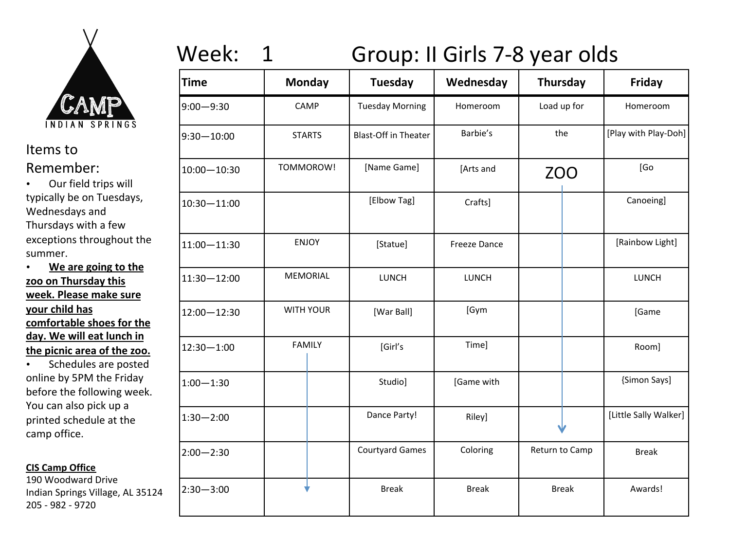CAMP
INDIAN SPRINGS

# Week: 1 Group: II Girls 7-8 year olds

Items to Remember:

- Our field trips will typically be on Tuesdays, Wednesdays and Thursdays with a few exceptions throughout the summer.
- **We are going to the zoo on Thursday this week. Please make sure your child has comfortable shoes for the day. We will eat lunch in the picnic area of the zoo.**
- Schedules are posted online by 5PM the Friday before the following week. You can also pick up a printed schedule at the camp office.

**CIS Camp Office**
190 Woodward Drive
Indian Springs Village, AL 35124
205 - 982 - 9720

| Time | Monday | Tuesday | Wednesday | Thursday | Friday |
|---|---|---|---|---|---|
| 9:00—9:30 | CAMP | Tuesday Morning | Homeroom | Load up for | Homeroom |
| 9:30—10:00 | STARTS | Blast-Off in Theater | Barbie's | the | [Play with Play-Doh] |
| 10:00—10:30 | TOMMOROW! | [Name Game] | [Arts and | ZOO | [Go |
| 10:30—11:00 | | [Elbow Tag] | Crafts] | | Canoeing] |
| 11:00—11:30 | ENJOY | [Statue] | Freeze Dance | | [Rainbow Light] |
| 11:30—12:00 | MEMORIAL | LUNCH | LUNCH | | LUNCH |
| 12:00—12:30 | WITH YOUR | [War Ball] | [Gym | | [Game |
| 12:30—1:00 | FAMILY | [Girl's | Time] | | Room] |
| 1:00—1:30 | | Studio] | [Game with | | {Simon Says] |
| 1:30—2:00 | | Dance Party! | Riley] | | [Little Sally Walker] |
| 2:00—2:30 | | Courtyard Games | Coloring | Return to Camp | Break |
| 2:30—3:00 | | Break | Break | Break | Awards! |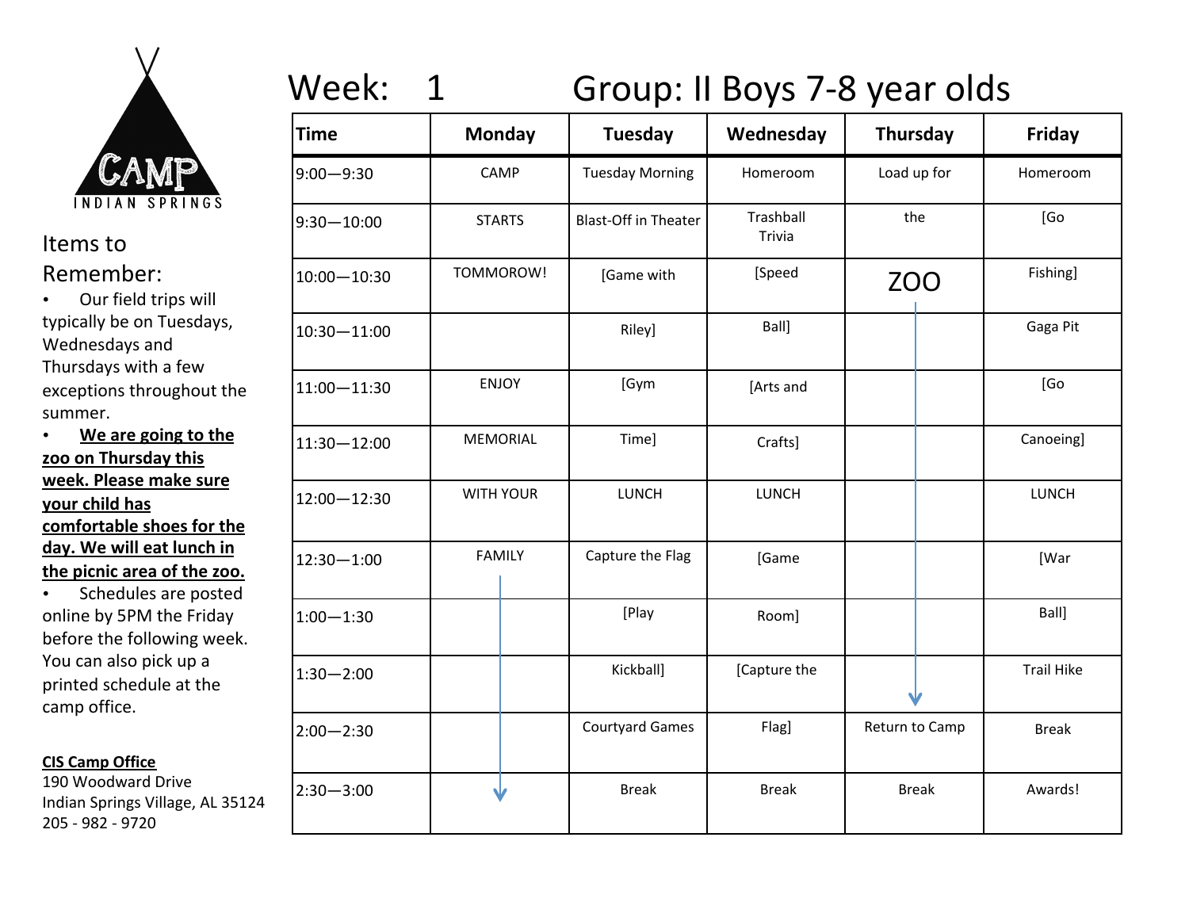CAMP
INDIAN SPRINGS

## Items to Remember:

- Our field trips will typically be on Tuesdays, Wednesdays and Thursdays with a few exceptions throughout the summer.
- **<u>We are going to the zoo on Thursday this week. Please make sure your child has comfortable shoes for the day. We will eat lunch in the picnic area of the zoo.</u>**
- Schedules are posted online by 5PM the Friday before the following week. You can also pick up a printed schedule at the camp office.

**<u>CIS Camp Office</u>**
190 Woodward Drive
Indian Springs Village, AL 35124
205 - 982 - 9720

# Week: 1 Group: II Boys 7-8 year olds

| Time | Monday | Tuesday | Wednesday | Thursday | Friday |
|---|---|---|---|---|---|
| 9:00—9:30 | CAMP | Tuesday Morning | Homeroom | Load up for | Homeroom |
| 9:30—10:00 | STARTS | Blast-Off in Theater | Trashball Trivia | the | [Go |
| 10:00—10:30 | TOMMOROW! | [Game with | [Speed | ZOO | Fishing] |
| 10:30—11:00 | | Riley] | Ball] | ↓ | Gaga Pit |
| 11:00—11:30 | ENJOY | [Gym | [Arts and | ↓ | [Go |
| 11:30—12:00 | MEMORIAL | Time] | Crafts] | ↓ | Canoeing] |
| 12:00—12:30 | WITH YOUR | LUNCH | LUNCH | ↓ | LUNCH |
| 12:30—1:00 | FAMILY | Capture the Flag | [Game | ↓ | [War |
| 1:00—1:30 | ↓ | [Play | Room] | ↓ | Ball] |
| 1:30—2:00 | ↓ | Kickball] | [Capture the | ↓ | Trail Hike |
| 2:00—2:30 | ↓ | Courtyard Games | Flag] | Return to Camp | Break |
| 2:30—3:00 | ↓ | Break | Break | Break | Awards! |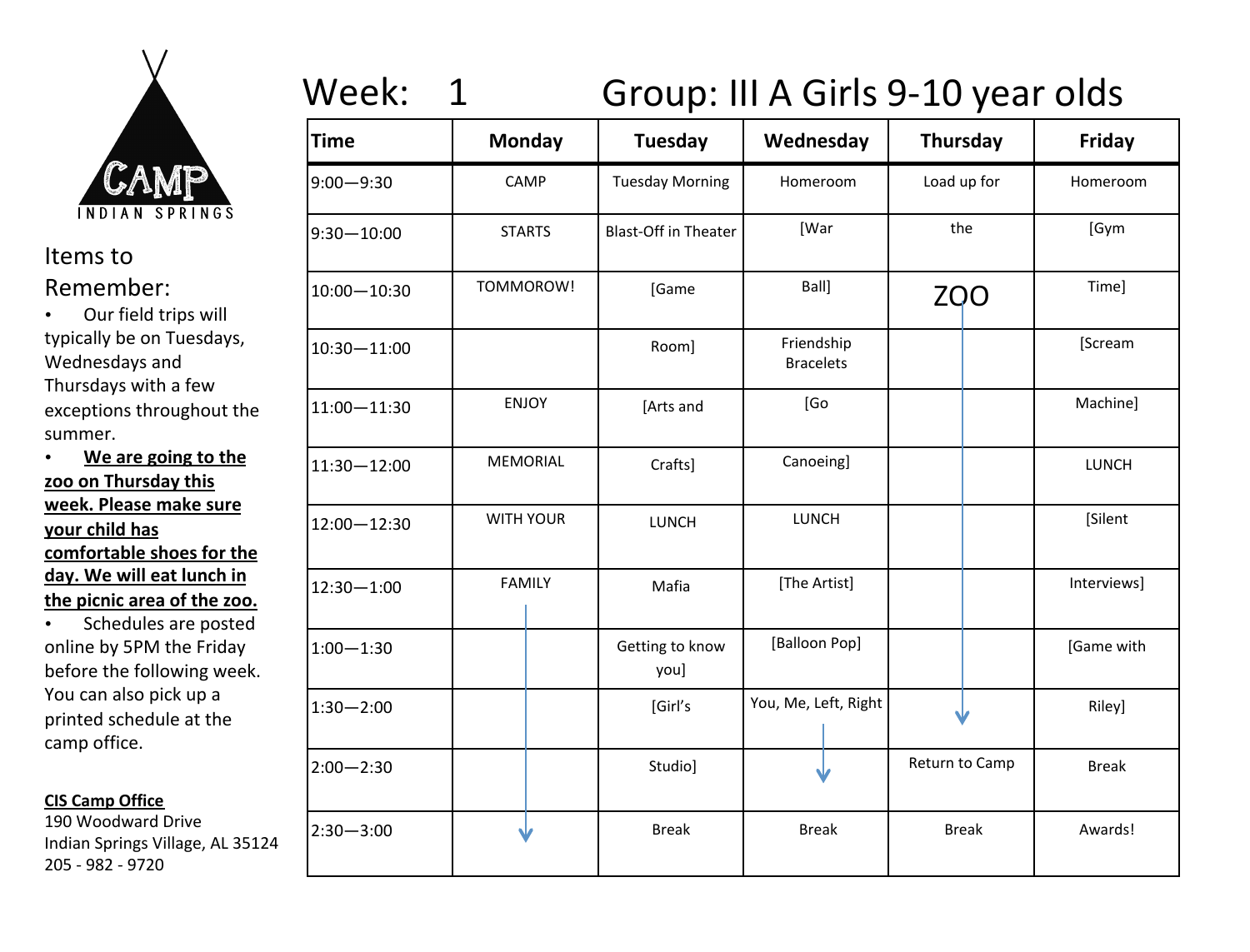CAMP
INDIAN SPRINGS

## Items to Remember:

- Our field trips will typically be on Tuesdays, Wednesdays and Thursdays with a few exceptions throughout the summer.
- **We are going to the zoo on Thursday this week. Please make sure your child has comfortable shoes for the day. We will eat lunch in the picnic area of the zoo.**
- Schedules are posted online by 5PM the Friday before the following week. You can also pick up a printed schedule at the camp office.

**CIS Camp Office**
190 Woodward Drive
Indian Springs Village, AL 35124
205 - 982 - 9720

# Week: 1 Group: III A Girls 9-10 year olds

| Time | Monday | Tuesday | Wednesday | Thursday | Friday |
|---|---|---|---|---|---|
| 9:00—9:30 | CAMP | Tuesday Morning | Homeroom | Load up for | Homeroom |
| 9:30—10:00 | STARTS | Blast-Off in Theater | [War | the | [Gym |
| 10:00—10:30 | TOMMOROW! | [Game | Ball] | ZOO | Time] |
| 10:30—11:00 | | Room] | Friendship Bracelets | ↓ | [Scream |
| 11:00—11:30 | ENJOY | [Arts and | [Go | ↓ | Machine] |
| 11:30—12:00 | MEMORIAL | Crafts] | Canoeing] | ↓ | LUNCH |
| 12:00—12:30 | WITH YOUR | LUNCH | LUNCH | ↓ | [Silent |
| 12:30—1:00 | FAMILY | Mafia | [The Artist] | ↓ | Interviews] |
| 1:00—1:30 | ↓ | Getting to know you] | [Balloon Pop] | ↓ | [Game with |
| 1:30—2:00 | ↓ | [Girl's | You, Me, Left, Right | ↓ | Riley] |
| 2:00—2:30 | ↓ | Studio] | ↓ | Return to Camp | Break |
| 2:30—3:00 | ↓ | Break | Break | Break | Awards! |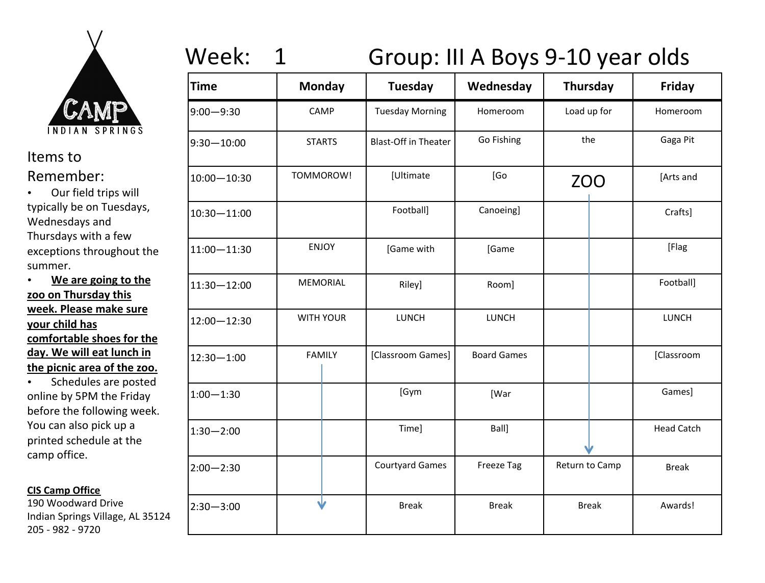CAMP
INDIAN SPRINGS

Items to Remember:

- Our field trips will typically be on Tuesdays, Wednesdays and Thursdays with a few exceptions throughout the summer.
- **We are going to the zoo on Thursday this week. Please make sure your child has comfortable shoes for the day. We will eat lunch in the picnic area of the zoo.**
- Schedules are posted online by 5PM the Friday before the following week. You can also pick up a printed schedule at the camp office.

**CIS Camp Office**
190 Woodward Drive
Indian Springs Village, AL 35124
205 - 982 - 9720

# Week: 1 Group: III A Boys 9-10 year olds

| Time | Monday | Tuesday | Wednesday | Thursday | Friday |
|---|---|---|---|---|---|
| 9:00—9:30 | CAMP | Tuesday Morning | Homeroom | Load up for | Homeroom |
| 9:30—10:00 | STARTS | Blast-Off in Theater | Go Fishing | the | Gaga Pit |
| 10:00—10:30 | TOMMOROW! | [Ultimate | [Go | ZOO | [Arts and |
| 10:30—11:00 | | Football] | Canoeing] | | Crafts] |
| 11:00—11:30 | ENJOY | [Game with | [Game | | [Flag |
| 11:30—12:00 | MEMORIAL | Riley] | Room] | | Football] |
| 12:00—12:30 | WITH YOUR | LUNCH | LUNCH | | LUNCH |
| 12:30—1:00 | FAMILY | [Classroom Games] | Board Games | | [Classroom |
| 1:00—1:30 | | [Gym | [War | | Games] |
| 1:30—2:00 | | Time] | Ball] | | Head Catch |
| 2:00—2:30 | | Courtyard Games | Freeze Tag | Return to Camp | Break |
| 2:30—3:00 | | Break | Break | Break | Awards! |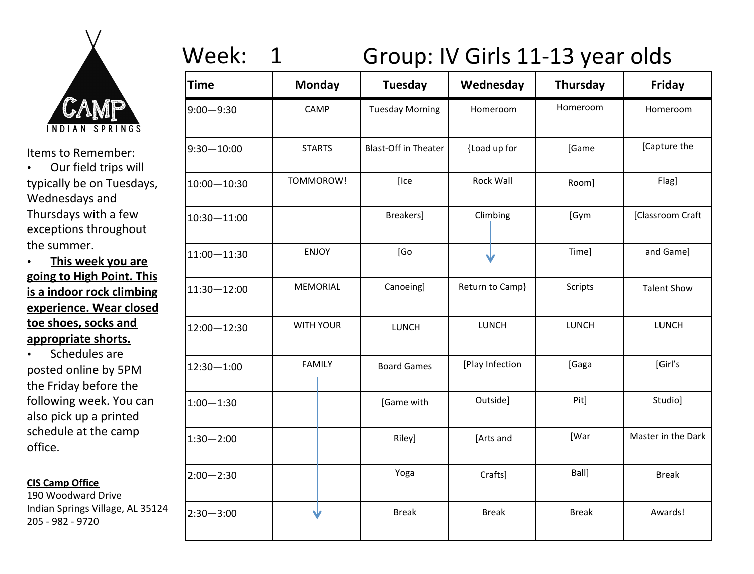CAMP
INDIAN SPRINGS

Items to Remember:

- Our field trips will typically be on Tuesdays, Wednesdays and Thursdays with a few exceptions throughout the summer.
- **This week you are going to High Point. This is a indoor rock climbing experience. Wear closed toe shoes, socks and appropriate shorts.**
- Schedules are posted online by 5PM the Friday before the following week. You can also pick up a printed schedule at the camp office.

**CIS Camp Office**
190 Woodward Drive
Indian Springs Village, AL 35124
205 - 982 - 9720

# Week: 1 Group: IV Girls 11-13 year olds

| Time | Monday | Tuesday | Wednesday | Thursday | Friday |
|---|---|---|---|---|---|
| 9:00—9:30 | CAMP | Tuesday Morning | Homeroom | Homeroom | Homeroom |
| 9:30—10:00 | STARTS | Blast-Off in Theater | {Load up for | [Game | [Capture the |
| 10:00—10:30 | TOMMOROW! | [Ice | Rock Wall | Room] | Flag] |
| 10:30—11:00 | | Breakers] | Climbing | [Gym | [Classroom Craft |
| 11:00—11:30 | ENJOY | [Go | ↓ | Time] | and Game] |
| 11:30—12:00 | MEMORIAL | Canoeing] | Return to Camp} | Scripts | Talent Show |
| 12:00—12:30 | WITH YOUR | LUNCH | LUNCH | LUNCH | LUNCH |
| 12:30—1:00 | FAMILY | Board Games | [Play Infection | [Gaga | [Girl's |
| 1:00—1:30 | | [Game with | Outside] | Pit] | Studio] |
| 1:30—2:00 | | Riley] | [Arts and | [War | Master in the Dark |
| 2:00—2:30 | | Yoga | Crafts] | Ball] | Break |
| 2:30—3:00 | ↓ | Break | Break | Break | Awards! |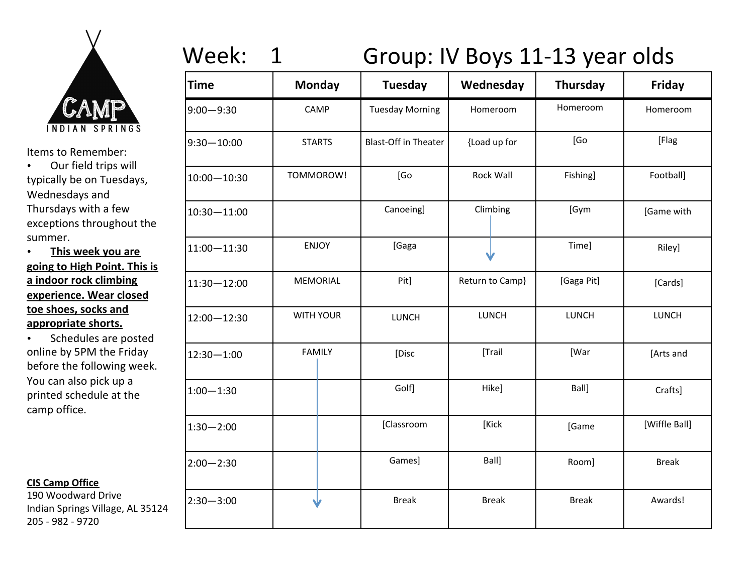CAMP
INDIAN SPRINGS

Items to Remember:

- Our field trips will typically be on Tuesdays, Wednesdays and Thursdays with a few exceptions throughout the summer.
- **This week you are going to High Point. This is a indoor rock climbing experience. Wear closed toe shoes, socks and appropriate shorts.**
- Schedules are posted online by 5PM the Friday before the following week. You can also pick up a printed schedule at the camp office.

**CIS Camp Office**
190 Woodward Drive
Indian Springs Village, AL 35124
205 - 982 - 9720

# Week: 1 Group: IV Boys 11-13 year olds

| Time | Monday | Tuesday | Wednesday | Thursday | Friday |
|---|---|---|---|---|---|
| 9:00—9:30 | CAMP | Tuesday Morning | Homeroom | Homeroom | Homeroom |
| 9:30—10:00 | STARTS | Blast-Off in Theater | {Load up for | [Go | [Flag |
| 10:00—10:30 | TOMMOROW! | [Go | Rock Wall | Fishing] | Football] |
| 10:30—11:00 | | Canoeing] | Climbing | [Gym | [Game with |
| 11:00—11:30 | ENJOY | [Gaga | ↓ | Time] | Riley] |
| 11:30—12:00 | MEMORIAL | Pit] | Return to Camp} | [Gaga Pit] | [Cards] |
| 12:00—12:30 | WITH YOUR | LUNCH | LUNCH | LUNCH | LUNCH |
| 12:30—1:00 | FAMILY | [Disc | [Trail | [War | [Arts and |
| 1:00—1:30 | | Golf] | Hike] | Ball] | Crafts] |
| 1:30—2:00 | | [Classroom | [Kick | [Game | [Wiffle Ball] |
| 2:00—2:30 | | Games] | Ball] | Room] | Break |
| 2:30—3:00 | ↓ | Break | Break | Break | Awards! |